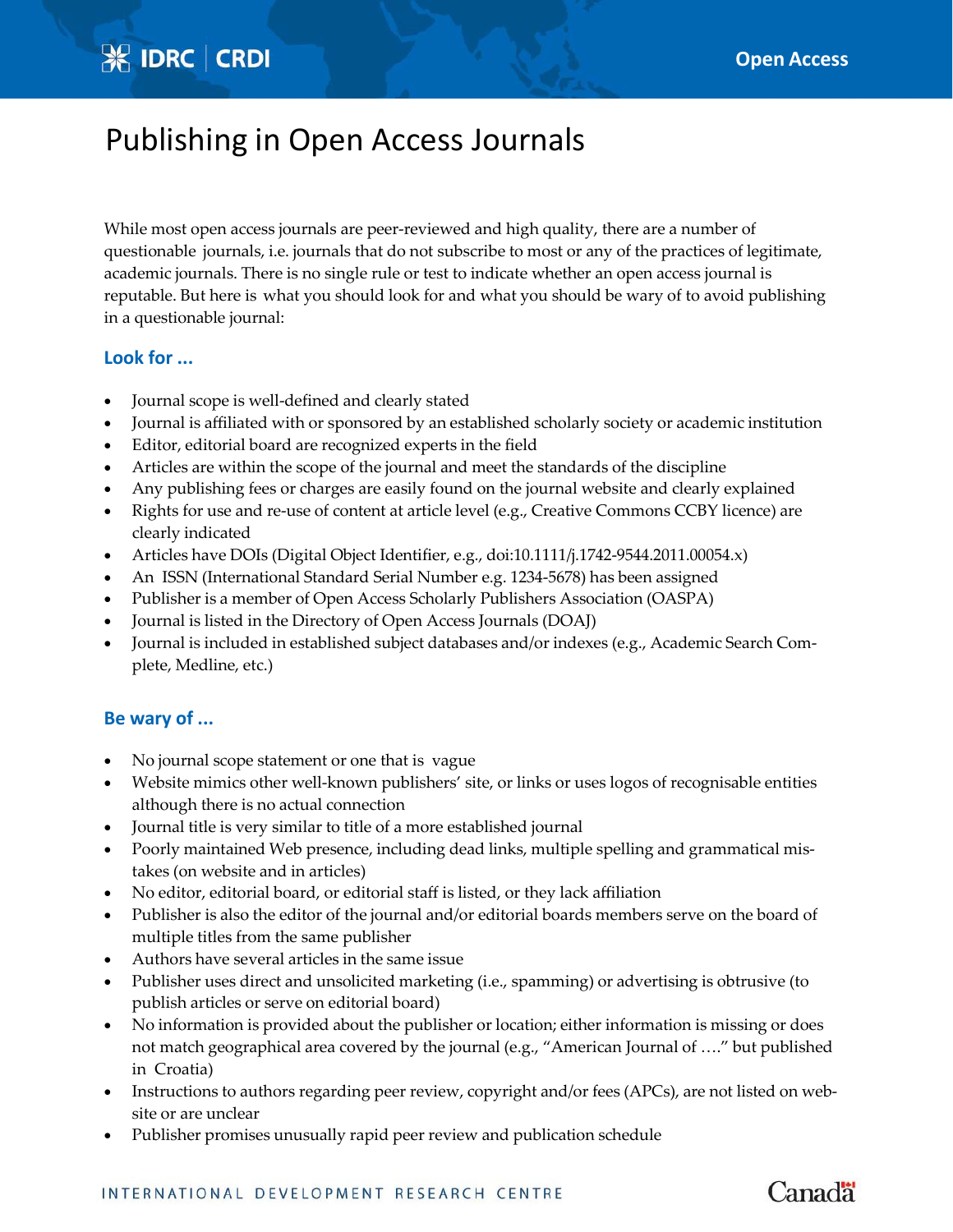# Publishing in Open Access Journals

While most open access journals are peer-reviewed and high quality, there are a number of questionable journals, i.e. journals that do not subscribe to most or any of the practices of legitimate, academic journals. There is no single rule or test to indicate whether an open access journal is reputable. But here is what you should look for and what you should be wary of to avoid publishing in a questionable journal:

### Look for ...

- Journal scope is well-defined and clearly stated
- Journal is affiliated with or sponsored by an established scholarly society or academic institution
- Editor, editorial board are recognized experts in the field
- Articles are within the scope of the journal and meet the standards of the discipline
- Any publishing fees or charges are easily found on the journal website and clearly explained
- Rights for use and re-use of content at article level (e.g., Creative Commons CCBY licence) are clearly indicated
- Articles have DOIs (Digital Object Identifier, e.g., doi:10.1111/j.1742-9544.2011.00054.x)
- An ISSN (International Standard Serial Number e.g. 1234-5678) has been assigned
- Publisher is a member of Open Access Scholarly Publishers Association (OASPA)
- Journal is listed in the Directory of Open Access Journals (DOAJ)
- Journal is included in established subject databases and/or indexes (e.g., Academic Search Complete, Medline, etc.)

### Be wary of ...

- No journal scope statement or one that is vague
- Website mimics other well-known publishers' site, or links or uses logos of recognisable entities although there is no actual connection
- Journal title is very similar to title of a more established journal
- Poorly maintained Web presence, including dead links, multiple spelling and grammatical mistakes (on website and in articles)
- No editor, editorial board, or editorial staff is listed, or they lack affiliation
- Publisher is also the editor of the journal and/or editorial boards members serve on the board of multiple titles from the same publisher
- Authors have several articles in the same issue
- Publisher uses direct and unsolicited marketing (i.e., spamming) or advertising is obtrusive (to publish articles or serve on editorial board)
- No information is provided about the publisher or location; either information is missing or does not match geographical area covered by the journal (e.g., "American Journal of …." but published in Croatia)
- Instructions to authors regarding peer review, copyright and/or fees (APCs), are not listed on website or are unclear
- Publisher promises unusually rapid peer review and publication schedule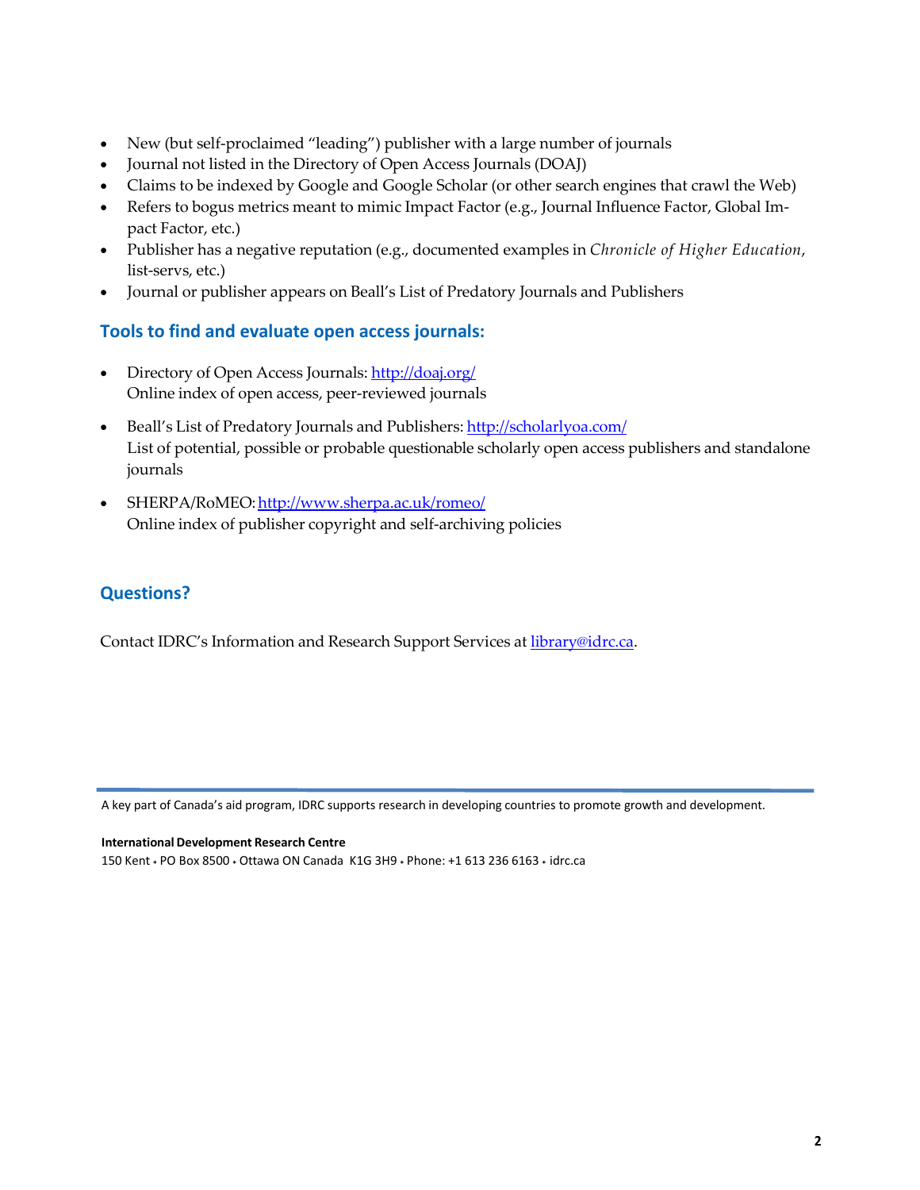- New (but self-proclaimed "leading") publisher with a large number of journals
- Journal not listed in the Directory of Open Access Journals (DOAJ)
- Claims to be indexed by Google and Google Scholar (or other search engines that crawl the Web)
- Refers to bogus metrics meant to mimic Impact Factor (e.g., Journal Influence Factor, Global Impact Factor, etc.)
- Publisher has a negative reputation (e.g., documented examples in *Chronicle of Higher Education*, list-servs, etc.)
- Journal or publisher appears on Beall's List of Predatory Journals and Publishers

## Tools to find and evaluate open access journals:

- Directory of Open Access Journals: http://doaj.org/
  Online index of open access, peer-reviewed journals

- Beall's List of Predatory Journals and Publishers: http://scholarlyoa.com/
  List of potential, possible or probable questionable scholarly open access publishers and standalone journals

- SHERPA/RoMEO: http://www.sherpa.ac.uk/romeo/
  Online index of publisher copyright and self-archiving policies

## Questions?

Contact IDRC's Information and Research Support Services at library@idrc.ca.

A key part of Canada's aid program, IDRC supports research in developing countries to promote growth and development.

**International Development Research Centre**
150 Kent • PO Box 8500 • Ottawa ON Canada K1G 3H9 • Phone: +1 613 236 6163 • idrc.ca